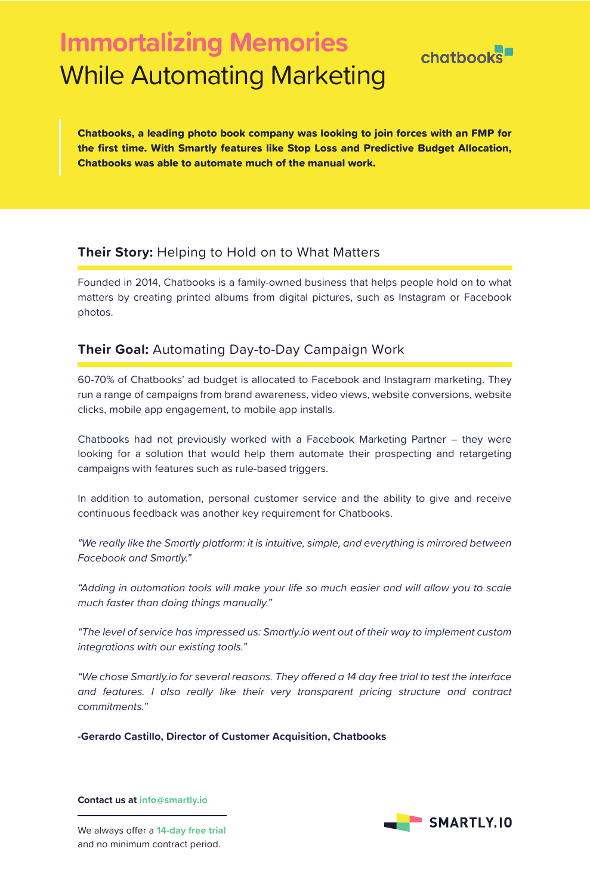# Immortalizing Memories While Automating Marketing

chatbooks

**Chatbooks, a leading photo book company was looking to join forces with an FMP for the first time. With Smartly features like Stop Loss and Predictive Budget Allocation, Chatbooks was able to automate much of the manual work.**

## Their Story: Helping to Hold on to What Matters

Founded in 2014, Chatbooks is a family-owned business that helps people hold on to what matters by creating printed albums from digital pictures, such as Instagram or Facebook photos.

## Their Goal: Automating Day-to-Day Campaign Work

60-70% of Chatbooks' ad budget is allocated to Facebook and Instagram marketing. They run a range of campaigns from brand awareness, video views, website conversions, website clicks, mobile app engagement, to mobile app installs.

Chatbooks had not previously worked with a Facebook Marketing Partner – they were looking for a solution that would help them automate their prospecting and retargeting campaigns with features such as rule-based triggers.

In addition to automation, personal customer service and the ability to give and receive continuous feedback was another key requirement for Chatbooks.

*"We really like the Smartly platform: it is intuitive, simple, and everything is mirrored between Facebook and Smartly."*

*"Adding in automation tools will make your life so much easier and will allow you to scale much faster than doing things manually."*

*"The level of service has impressed us: Smartly.io went out of their way to implement custom integrations with our existing tools."*

*"We chose Smartly.io for several reasons. They offered a 14 day free trial to test the interface and features. I also really like their very transparent pricing structure and contract commitments."*

**-Gerardo Castillo, Director of Customer Acquisition, Chatbooks**

**Contact us at info@smartly.io**

We always offer a **14-day free trial** and no minimum contract period.

SMARTLY.IO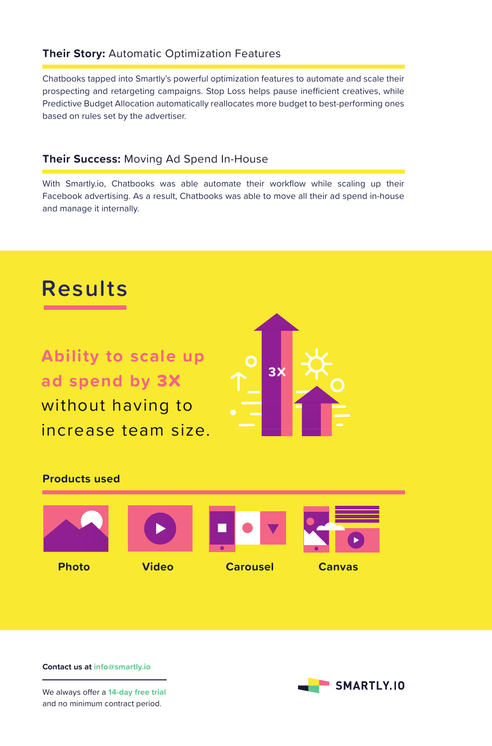**Their Story:** Automatic Optimization Features

Chatbooks tapped into Smartly's powerful optimization features to automate and scale their prospecting and retargeting campaigns. Stop Loss helps pause inefficient creatives, while Predictive Budget Allocation automatically reallocates more budget to best-performing ones based on rules set by the advertiser.

**Their Success:** Moving Ad Spend In-House

With Smartly.io, Chatbooks was able automate their workflow while scaling up their Facebook advertising. As a result, Chatbooks was able to move all their ad spend in-house and manage it internally.

# Results

**Ability to scale up ad spend by 3X** without having to increase team size.

3X

**Products used**

Photo

Video

Carousel

Canvas

**Contact us at** info@smartly.io

We always offer a **14-day free trial** and no minimum contract period.

SMARTLY.IO